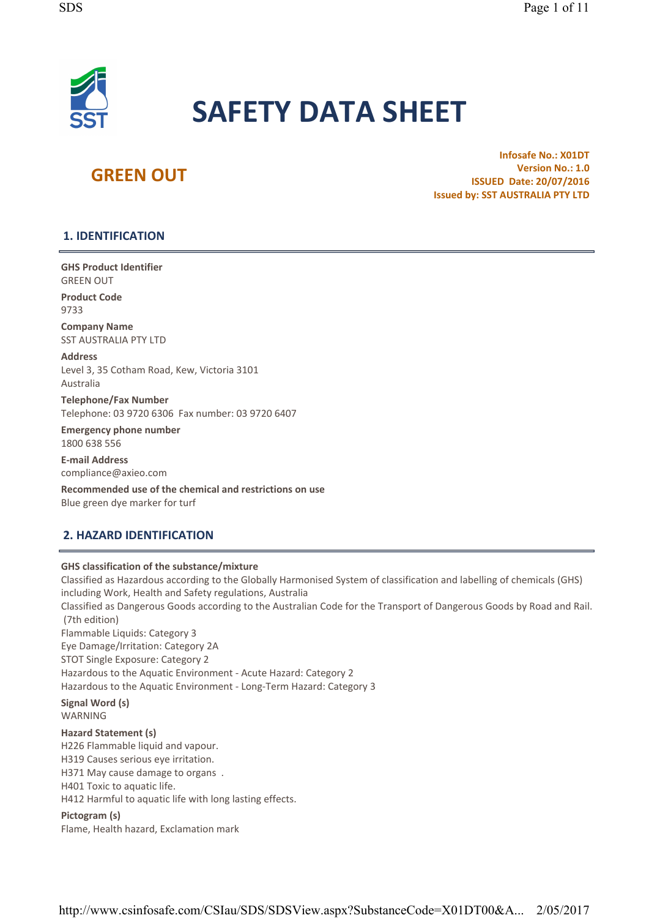# SAFETY DATA SHEET

## GREEN OUT

**Infosafe No.: X01DT**
**Version No.: 1.0**
**ISSUED Date: 20/07/2016**
**Issued by: SST AUSTRALIA PTY LTD**

## 1. IDENTIFICATION

**GHS Product Identifier**
GREEN OUT

**Product Code**
9733

**Company Name**
SST AUSTRALIA PTY LTD

**Address**
Level 3, 35 Cotham Road, Kew, Victoria 3101
Australia

**Telephone/Fax Number**
Telephone: 03 9720 6306 Fax number: 03 9720 6407

**Emergency phone number**
1800 638 556

**E-mail Address**
compliance@axieo.com

**Recommended use of the chemical and restrictions on use**
Blue green dye marker for turf

## 2. HAZARD IDENTIFICATION

**GHS classification of the substance/mixture**
Classified as Hazardous according to the Globally Harmonised System of classification and labelling of chemicals (GHS) including Work, Health and Safety regulations, Australia
Classified as Dangerous Goods according to the Australian Code for the Transport of Dangerous Goods by Road and Rail. (7th edition)
Flammable Liquids: Category 3
Eye Damage/Irritation: Category 2A
STOT Single Exposure: Category 2
Hazardous to the Aquatic Environment - Acute Hazard: Category 2
Hazardous to the Aquatic Environment - Long-Term Hazard: Category 3

**Signal Word (s)**
WARNING

**Hazard Statement (s)**
H226 Flammable liquid and vapour.
H319 Causes serious eye irritation.
H371 May cause damage to organs .
H401 Toxic to aquatic life.
H412 Harmful to aquatic life with long lasting effects.

**Pictogram (s)**
Flame, Health hazard, Exclamation mark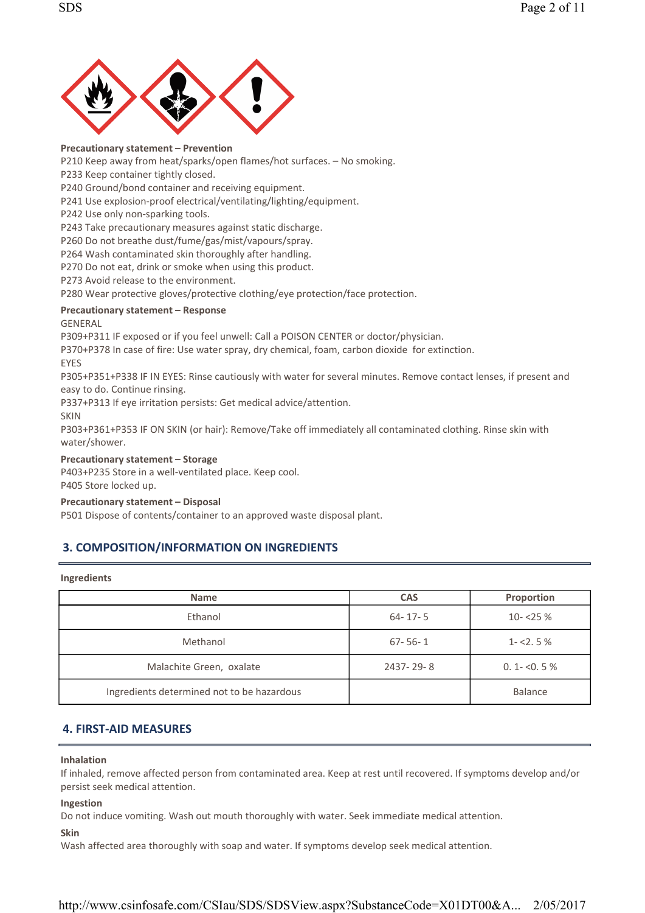**Precautionary statement – Prevention**

P210 Keep away from heat/sparks/open flames/hot surfaces. – No smoking.
P233 Keep container tightly closed.
P240 Ground/bond container and receiving equipment.
P241 Use explosion-proof electrical/ventilating/lighting/equipment.
P242 Use only non-sparking tools.
P243 Take precautionary measures against static discharge.
P260 Do not breathe dust/fume/gas/mist/vapours/spray.
P264 Wash contaminated skin thoroughly after handling.
P270 Do not eat, drink or smoke when using this product.
P273 Avoid release to the environment.
P280 Wear protective gloves/protective clothing/eye protection/face protection.

**Precautionary statement – Response**

GENERAL
P309+P311 IF exposed or if you feel unwell: Call a POISON CENTER or doctor/physician.
P370+P378 In case of fire: Use water spray, dry chemical, foam, carbon dioxide for extinction.
EYES
P305+P351+P338 IF IN EYES: Rinse cautiously with water for several minutes. Remove contact lenses, if present and easy to do. Continue rinsing.
P337+P313 If eye irritation persists: Get medical advice/attention.
SKIN
P303+P361+P353 IF ON SKIN (or hair): Remove/Take off immediately all contaminated clothing. Rinse skin with water/shower.

**Precautionary statement – Storage**

P403+P235 Store in a well-ventilated place. Keep cool.
P405 Store locked up.

**Precautionary statement – Disposal**

P501 Dispose of contents/container to an approved waste disposal plant.

## 3. COMPOSITION/INFORMATION ON INGREDIENTS

**Ingredients**

| Name | CAS | Proportion |
|---|---|---|
| Ethanol | 64- 17- 5 | 10- <25 % |
| Methanol | 67- 56- 1 | 1- <2. 5 % |
| Malachite Green, oxalate | 2437- 29- 8 | 0. 1- <0. 5 % |
| Ingredients determined not to be hazardous | | Balance |

## 4. FIRST-AID MEASURES

**Inhalation**

If inhaled, remove affected person from contaminated area. Keep at rest until recovered. If symptoms develop and/or persist seek medical attention.

**Ingestion**

Do not induce vomiting. Wash out mouth thoroughly with water. Seek immediate medical attention.

**Skin**

Wash affected area thoroughly with soap and water. If symptoms develop seek medical attention.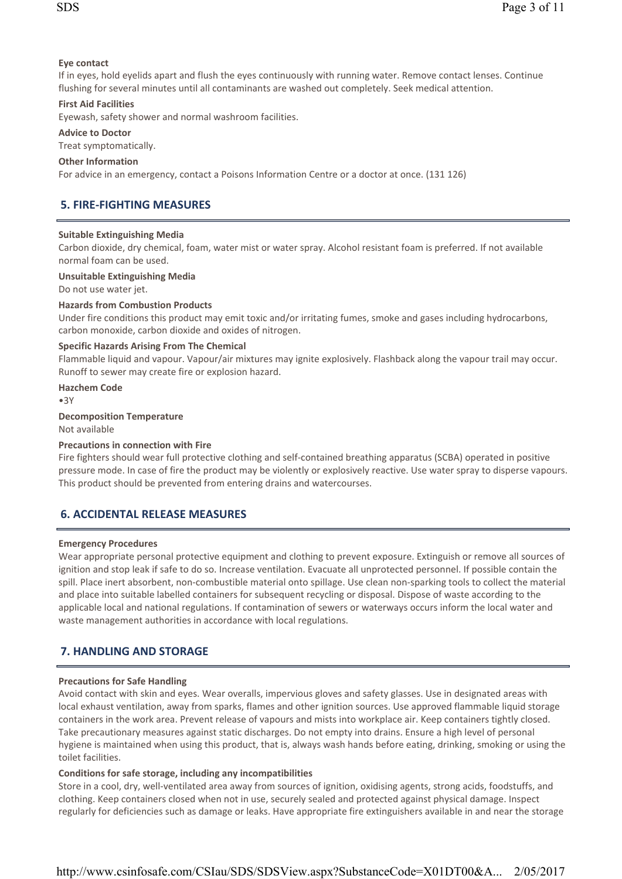**Eye contact**

If in eyes, hold eyelids apart and flush the eyes continuously with running water. Remove contact lenses. Continue flushing for several minutes until all contaminants are washed out completely. Seek medical attention.

**First Aid Facilities**

Eyewash, safety shower and normal washroom facilities.

**Advice to Doctor**

Treat symptomatically.

**Other Information**

For advice in an emergency, contact a Poisons Information Centre or a doctor at once. (131 126)

## 5. FIRE-FIGHTING MEASURES

**Suitable Extinguishing Media**

Carbon dioxide, dry chemical, foam, water mist or water spray. Alcohol resistant foam is preferred. If not available normal foam can be used.

**Unsuitable Extinguishing Media**

Do not use water jet.

**Hazards from Combustion Products**

Under fire conditions this product may emit toxic and/or irritating fumes, smoke and gases including hydrocarbons, carbon monoxide, carbon dioxide and oxides of nitrogen.

**Specific Hazards Arising From The Chemical**

Flammable liquid and vapour. Vapour/air mixtures may ignite explosively. Flashback along the vapour trail may occur. Runoff to sewer may create fire or explosion hazard.

**Hazchem Code**

•3Y

**Decomposition Temperature**

Not available

**Precautions in connection with Fire**

Fire fighters should wear full protective clothing and self-contained breathing apparatus (SCBA) operated in positive pressure mode. In case of fire the product may be violently or explosively reactive. Use water spray to disperse vapours. This product should be prevented from entering drains and watercourses.

## 6. ACCIDENTAL RELEASE MEASURES

**Emergency Procedures**

Wear appropriate personal protective equipment and clothing to prevent exposure. Extinguish or remove all sources of ignition and stop leak if safe to do so. Increase ventilation. Evacuate all unprotected personnel. If possible contain the spill. Place inert absorbent, non-combustible material onto spillage. Use clean non-sparking tools to collect the material and place into suitable labelled containers for subsequent recycling or disposal. Dispose of waste according to the applicable local and national regulations. If contamination of sewers or waterways occurs inform the local water and waste management authorities in accordance with local regulations.

## 7. HANDLING AND STORAGE

**Precautions for Safe Handling**

Avoid contact with skin and eyes. Wear overalls, impervious gloves and safety glasses. Use in designated areas with local exhaust ventilation, away from sparks, flames and other ignition sources. Use approved flammable liquid storage containers in the work area. Prevent release of vapours and mists into workplace air. Keep containers tightly closed. Take precautionary measures against static discharges. Do not empty into drains. Ensure a high level of personal hygiene is maintained when using this product, that is, always wash hands before eating, drinking, smoking or using the toilet facilities.

**Conditions for safe storage, including any incompatibilities**

Store in a cool, dry, well-ventilated area away from sources of ignition, oxidising agents, strong acids, foodstuffs, and clothing. Keep containers closed when not in use, securely sealed and protected against physical damage. Inspect regularly for deficiencies such as damage or leaks. Have appropriate fire extinguishers available in and near the storage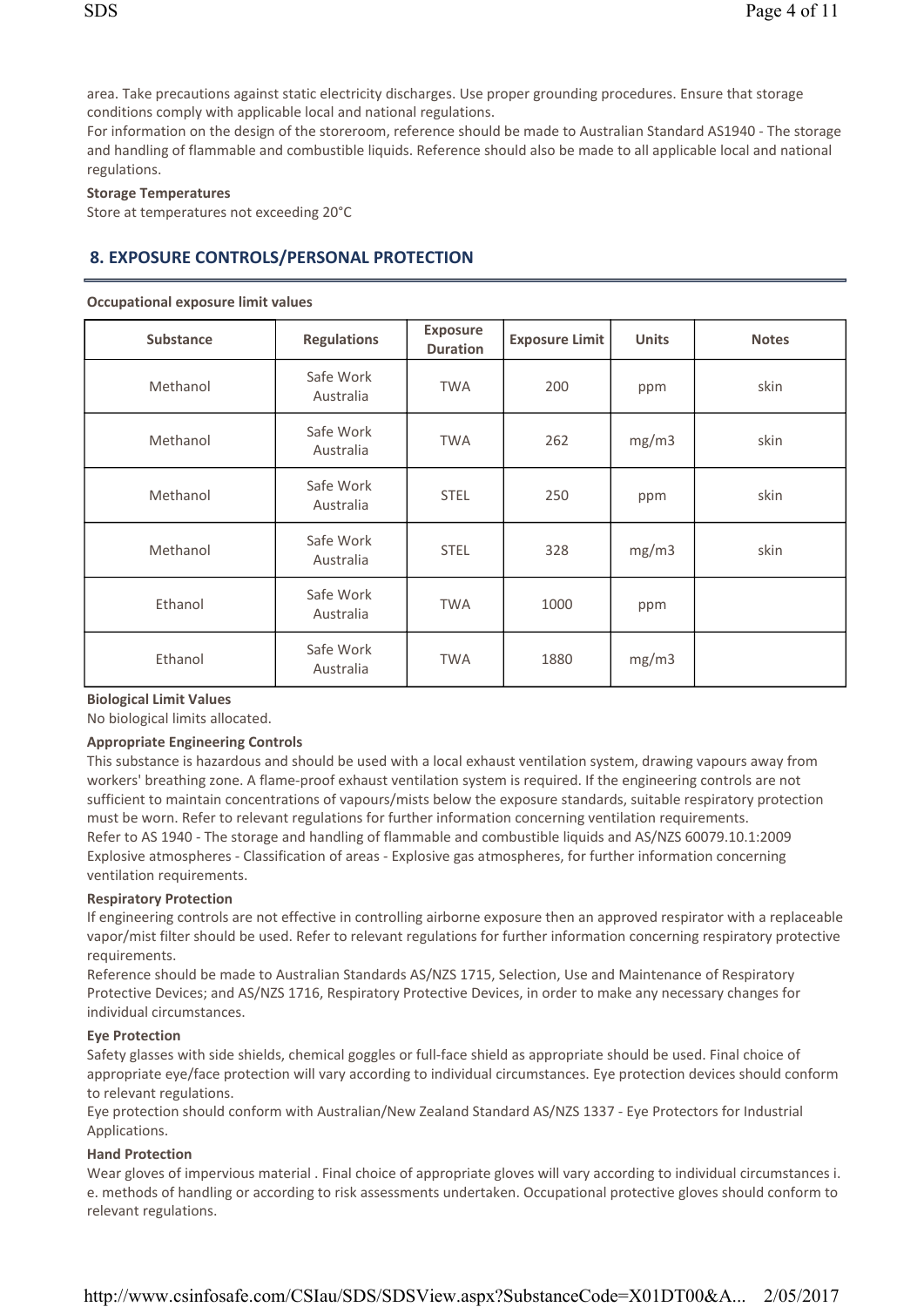area. Take precautions against static electricity discharges. Use proper grounding procedures. Ensure that storage conditions comply with applicable local and national regulations.
For information on the design of the storeroom, reference should be made to Australian Standard AS1940 - The storage and handling of flammable and combustible liquids. Reference should also be made to all applicable local and national regulations.

**Storage Temperatures**

Store at temperatures not exceeding 20°C

## 8. EXPOSURE CONTROLS/PERSONAL PROTECTION

**Occupational exposure limit values**

| Substance | Regulations | Exposure Duration | Exposure Limit | Units | Notes |
|---|---|---|---|---|---|
| Methanol | Safe Work Australia | TWA | 200 | ppm | skin |
| Methanol | Safe Work Australia | TWA | 262 | mg/m3 | skin |
| Methanol | Safe Work Australia | STEL | 250 | ppm | skin |
| Methanol | Safe Work Australia | STEL | 328 | mg/m3 | skin |
| Ethanol | Safe Work Australia | TWA | 1000 | ppm | |
| Ethanol | Safe Work Australia | TWA | 1880 | mg/m3 | |

**Biological Limit Values**

No biological limits allocated.

**Appropriate Engineering Controls**

This substance is hazardous and should be used with a local exhaust ventilation system, drawing vapours away from workers' breathing zone. A flame-proof exhaust ventilation system is required. If the engineering controls are not sufficient to maintain concentrations of vapours/mists below the exposure standards, suitable respiratory protection must be worn. Refer to relevant regulations for further information concerning ventilation requirements.
Refer to AS 1940 - The storage and handling of flammable and combustible liquids and AS/NZS 60079.10.1:2009 Explosive atmospheres - Classification of areas - Explosive gas atmospheres, for further information concerning ventilation requirements.

**Respiratory Protection**

If engineering controls are not effective in controlling airborne exposure then an approved respirator with a replaceable vapor/mist filter should be used. Refer to relevant regulations for further information concerning respiratory protective requirements.
Reference should be made to Australian Standards AS/NZS 1715, Selection, Use and Maintenance of Respiratory Protective Devices; and AS/NZS 1716, Respiratory Protective Devices, in order to make any necessary changes for individual circumstances.

**Eye Protection**

Safety glasses with side shields, chemical goggles or full-face shield as appropriate should be used. Final choice of appropriate eye/face protection will vary according to individual circumstances. Eye protection devices should conform to relevant regulations.
Eye protection should conform with Australian/New Zealand Standard AS/NZS 1337 - Eye Protectors for Industrial Applications.

**Hand Protection**

Wear gloves of impervious material . Final choice of appropriate gloves will vary according to individual circumstances i. e. methods of handling or according to risk assessments undertaken. Occupational protective gloves should conform to relevant regulations.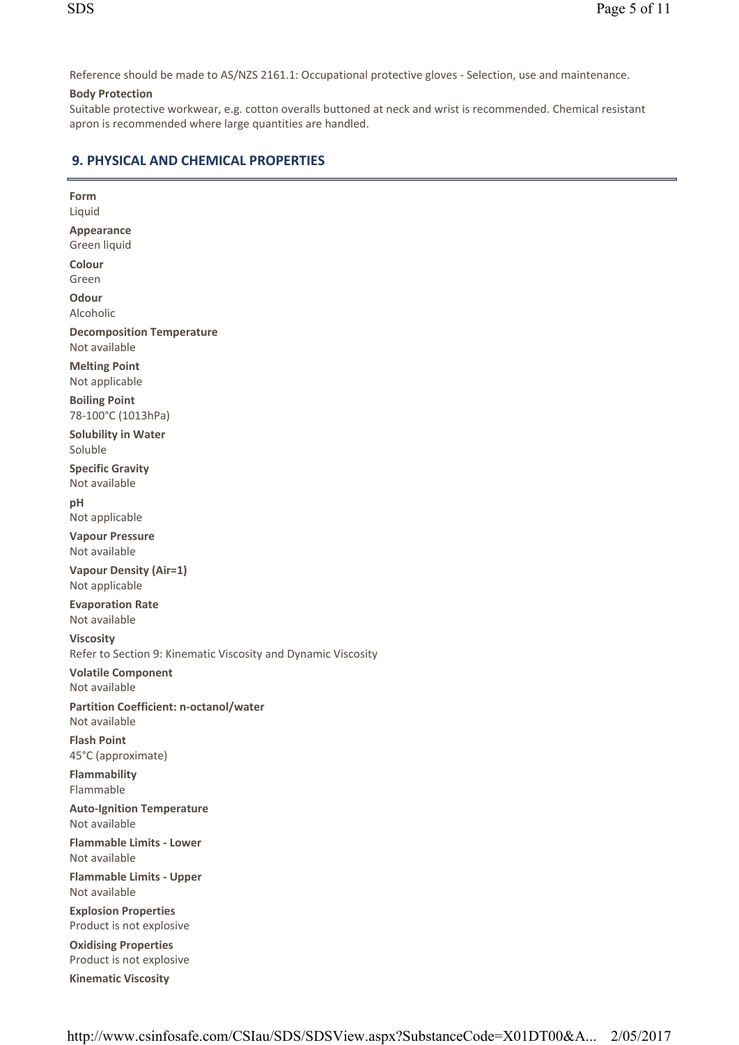Reference should be made to AS/NZS 2161.1: Occupational protective gloves - Selection, use and maintenance.

**Body Protection**

Suitable protective workwear, e.g. cotton overalls buttoned at neck and wrist is recommended. Chemical resistant apron is recommended where large quantities are handled.

## 9. PHYSICAL AND CHEMICAL PROPERTIES

**Form**
Liquid

**Appearance**
Green liquid

**Colour**
Green

**Odour**
Alcoholic

**Decomposition Temperature**
Not available

**Melting Point**
Not applicable

**Boiling Point**
78-100°C (1013hPa)

**Solubility in Water**
Soluble

**Specific Gravity**
Not available

**pH**
Not applicable

**Vapour Pressure**
Not available

**Vapour Density (Air=1)**
Not applicable

**Evaporation Rate**
Not available

**Viscosity**
Refer to Section 9: Kinematic Viscosity and Dynamic Viscosity

**Volatile Component**
Not available

**Partition Coefficient: n-octanol/water**
Not available

**Flash Point**
45°C (approximate)

**Flammability**
Flammable

**Auto-Ignition Temperature**
Not available

**Flammable Limits - Lower**
Not available

**Flammable Limits - Upper**
Not available

**Explosion Properties**
Product is not explosive

**Oxidising Properties**
Product is not explosive

**Kinematic Viscosity**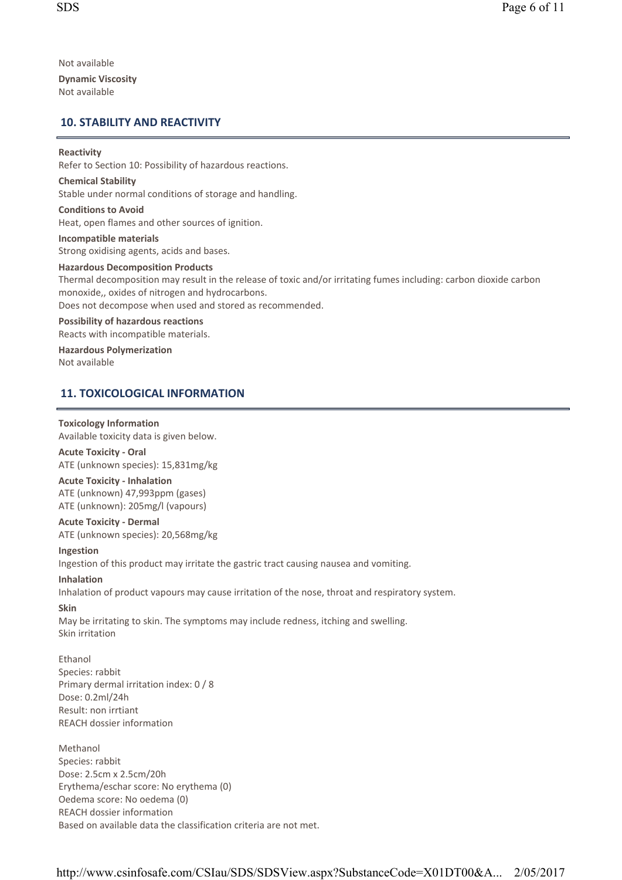Not available

**Dynamic Viscosity**
Not available

## 10. STABILITY AND REACTIVITY

**Reactivity**
Refer to Section 10: Possibility of hazardous reactions.

**Chemical Stability**
Stable under normal conditions of storage and handling.

**Conditions to Avoid**
Heat, open flames and other sources of ignition.

**Incompatible materials**
Strong oxidising agents, acids and bases.

**Hazardous Decomposition Products**
Thermal decomposition may result in the release of toxic and/or irritating fumes including: carbon dioxide carbon monoxide,, oxides of nitrogen and hydrocarbons.
Does not decompose when used and stored as recommended.

**Possibility of hazardous reactions**
Reacts with incompatible materials.

**Hazardous Polymerization**
Not available

## 11. TOXICOLOGICAL INFORMATION

**Toxicology Information**
Available toxicity data is given below.

**Acute Toxicity - Oral**
ATE (unknown species): 15,831mg/kg

**Acute Toxicity - Inhalation**
ATE (unknown) 47,993ppm (gases)
ATE (unknown): 205mg/l (vapours)

**Acute Toxicity - Dermal**
ATE (unknown species): 20,568mg/kg

**Ingestion**
Ingestion of this product may irritate the gastric tract causing nausea and vomiting.

**Inhalation**
Inhalation of product vapours may cause irritation of the nose, throat and respiratory system.

**Skin**
May be irritating to skin. The symptoms may include redness, itching and swelling.
Skin irritation

Ethanol
Species: rabbit
Primary dermal irritation index: 0 / 8
Dose: 0.2ml/24h
Result: non irrtiant
REACH dossier information

Methanol
Species: rabbit
Dose: 2.5cm x 2.5cm/20h
Erythema/eschar score: No erythema (0)
Oedema score: No oedema (0)
REACH dossier information
Based on available data the classification criteria are not met.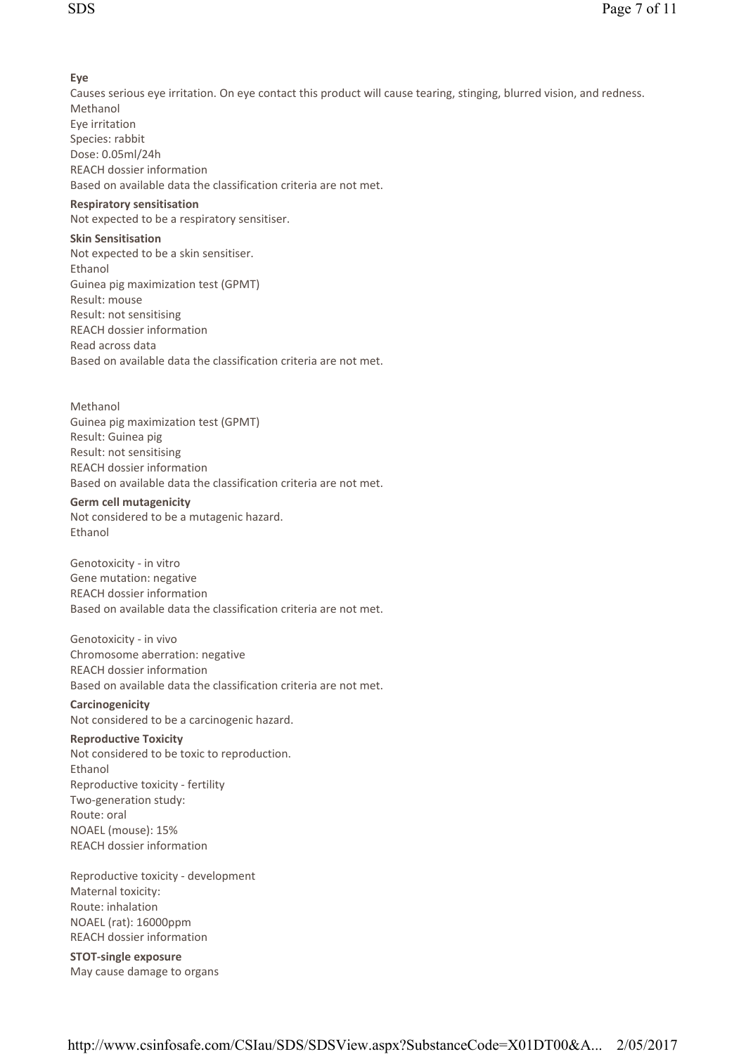**Eye**

Causes serious eye irritation. On eye contact this product will cause tearing, stinging, blurred vision, and redness.
Methanol
Eye irritation
Species: rabbit
Dose: 0.05ml/24h
REACH dossier information
Based on available data the classification criteria are not met.

**Respiratory sensitisation**

Not expected to be a respiratory sensitiser.

**Skin Sensitisation**

Not expected to be a skin sensitiser.
Ethanol
Guinea pig maximization test (GPMT)
Result: mouse
Result: not sensitising
REACH dossier information
Read across data
Based on available data the classification criteria are not met.

Methanol
Guinea pig maximization test (GPMT)
Result: Guinea pig
Result: not sensitising
REACH dossier information
Based on available data the classification criteria are not met.

**Germ cell mutagenicity**

Not considered to be a mutagenic hazard.
Ethanol

Genotoxicity - in vitro
Gene mutation: negative
REACH dossier information
Based on available data the classification criteria are not met.

Genotoxicity - in vivo
Chromosome aberration: negative
REACH dossier information
Based on available data the classification criteria are not met.

**Carcinogenicity**

Not considered to be a carcinogenic hazard.

**Reproductive Toxicity**

Not considered to be toxic to reproduction.
Ethanol
Reproductive toxicity - fertility
Two-generation study:
Route: oral
NOAEL (mouse): 15%
REACH dossier information

Reproductive toxicity - development
Maternal toxicity:
Route: inhalation
NOAEL (rat): 16000ppm
REACH dossier information

**STOT-single exposure**

May cause damage to organs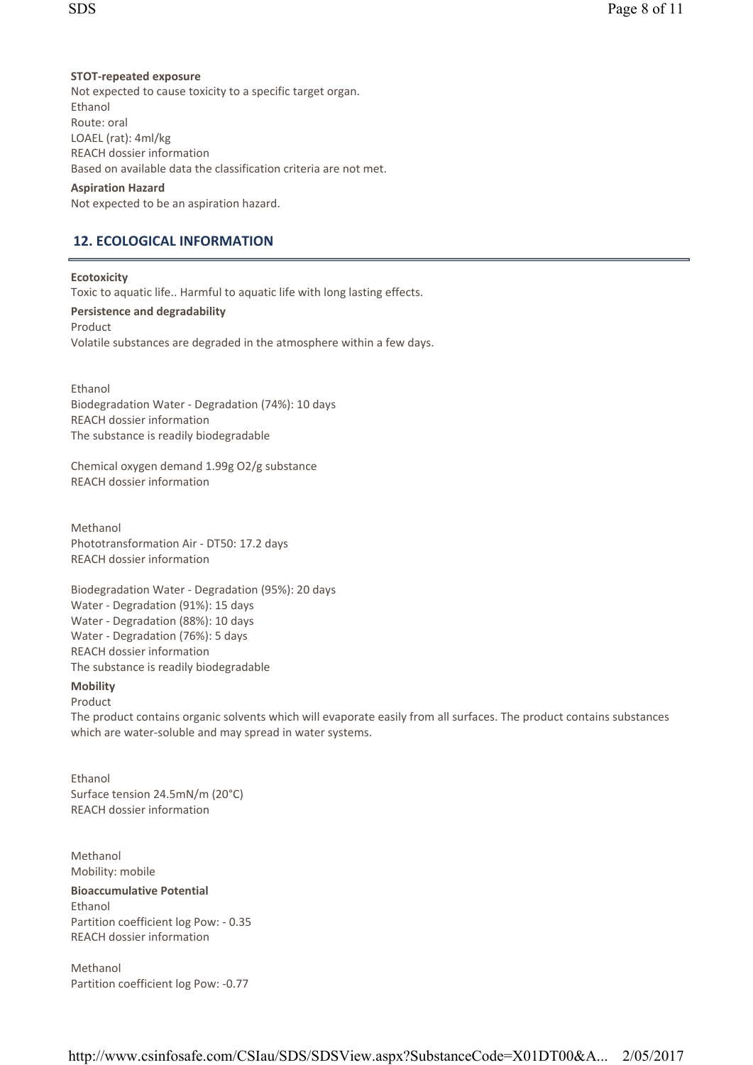**STOT-repeated exposure**

Not expected to cause toxicity to a specific target organ.
Ethanol
Route: oral
LOAEL (rat): 4ml/kg
REACH dossier information
Based on available data the classification criteria are not met.

**Aspiration Hazard**

Not expected to be an aspiration hazard.

## 12. ECOLOGICAL INFORMATION

**Ecotoxicity**

Toxic to aquatic life.. Harmful to aquatic life with long lasting effects.

**Persistence and degradability**

Product
Volatile substances are degraded in the atmosphere within a few days.

Ethanol
Biodegradation Water - Degradation (74%): 10 days
REACH dossier information
The substance is readily biodegradable

Chemical oxygen demand 1.99g $O_2$/g substance
REACH dossier information

Methanol
Phototransformation Air - DT50: 17.2 days
REACH dossier information

Biodegradation Water - Degradation (95%): 20 days
Water - Degradation (91%): 15 days
Water - Degradation (88%): 10 days
Water - Degradation (76%): 5 days
REACH dossier information
The substance is readily biodegradable

**Mobility**

Product
The product contains organic solvents which will evaporate easily from all surfaces. The product contains substances which are water-soluble and may spread in water systems.

Ethanol
Surface tension 24.5mN/m (20°C)
REACH dossier information

Methanol
Mobility: mobile

**Bioaccumulative Potential**

Ethanol
Partition coefficient log Pow: - 0.35
REACH dossier information

Methanol
Partition coefficient log Pow: -0.77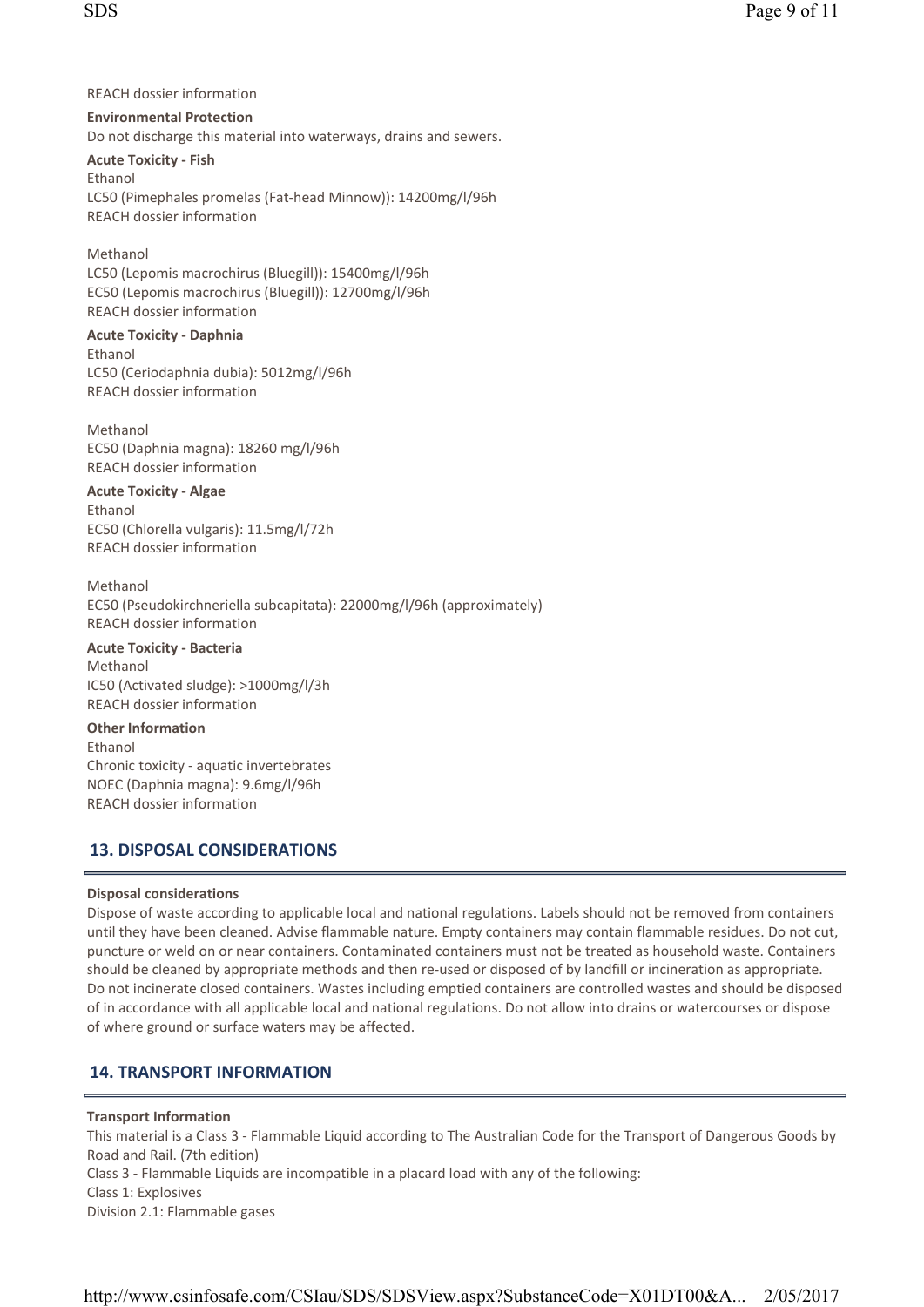REACH dossier information

**Environmental Protection**

Do not discharge this material into waterways, drains and sewers.

**Acute Toxicity - Fish**

Ethanol
LC50 (Pimephales promelas (Fat-head Minnow)): 14200mg/l/96h
REACH dossier information

Methanol
LC50 (Lepomis macrochirus (Bluegill)): 15400mg/l/96h
EC50 (Lepomis macrochirus (Bluegill)): 12700mg/l/96h
REACH dossier information

**Acute Toxicity - Daphnia**

Ethanol
LC50 (Ceriodaphnia dubia): 5012mg/l/96h
REACH dossier information

Methanol
EC50 (Daphnia magna): 18260 mg/l/96h
REACH dossier information

**Acute Toxicity - Algae**

Ethanol
EC50 (Chlorella vulgaris): 11.5mg/l/72h
REACH dossier information

Methanol
EC50 (Pseudokirchneriella subcapitata): 22000mg/l/96h (approximately)
REACH dossier information

**Acute Toxicity - Bacteria**

Methanol
IC50 (Activated sludge): >1000mg/l/3h
REACH dossier information

**Other Information**

Ethanol
Chronic toxicity - aquatic invertebrates
NOEC (Daphnia magna): 9.6mg/l/96h
REACH dossier information

## 13. DISPOSAL CONSIDERATIONS

**Disposal considerations**

Dispose of waste according to applicable local and national regulations. Labels should not be removed from containers until they have been cleaned. Advise flammable nature. Empty containers may contain flammable residues. Do not cut, puncture or weld on or near containers. Contaminated containers must not be treated as household waste. Containers should be cleaned by appropriate methods and then re-used or disposed of by landfill or incineration as appropriate. Do not incinerate closed containers. Wastes including emptied containers are controlled wastes and should be disposed of in accordance with all applicable local and national regulations. Do not allow into drains or watercourses or dispose of where ground or surface waters may be affected.

## 14. TRANSPORT INFORMATION

**Transport Information**

This material is a Class 3 - Flammable Liquid according to The Australian Code for the Transport of Dangerous Goods by Road and Rail. (7th edition)
Class 3 - Flammable Liquids are incompatible in a placard load with any of the following:
Class 1: Explosives
Division 2.1: Flammable gases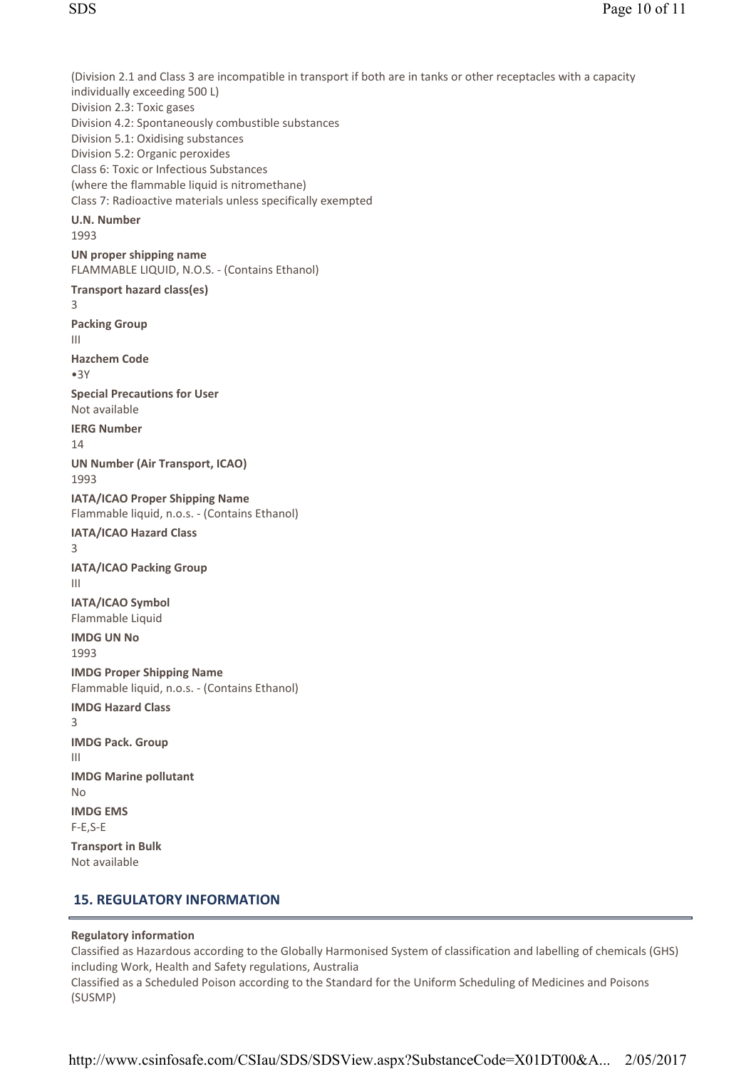(Division 2.1 and Class 3 are incompatible in transport if both are in tanks or other receptacles with a capacity individually exceeding 500 L)
Division 2.3: Toxic gases
Division 4.2: Spontaneously combustible substances
Division 5.1: Oxidising substances
Division 5.2: Organic peroxides
Class 6: Toxic or Infectious Substances
(where the flammable liquid is nitromethane)
Class 7: Radioactive materials unless specifically exempted

**U.N. Number**
1993

**UN proper shipping name**
FLAMMABLE LIQUID, N.O.S. - (Contains Ethanol)

**Transport hazard class(es)**
3

**Packing Group**
III

**Hazchem Code**
•3Y

**Special Precautions for User**
Not available

**IERG Number**
14

**UN Number (Air Transport, ICAO)**
1993

**IATA/ICAO Proper Shipping Name**
Flammable liquid, n.o.s. - (Contains Ethanol)

**IATA/ICAO Hazard Class**
3

**IATA/ICAO Packing Group**
III

**IATA/ICAO Symbol**
Flammable Liquid

**IMDG UN No**
1993

**IMDG Proper Shipping Name**
Flammable liquid, n.o.s. - (Contains Ethanol)

**IMDG Hazard Class**
3

**IMDG Pack. Group**
III

**IMDG Marine pollutant**
No

**IMDG EMS**
F-E,S-E

**Transport in Bulk**
Not available

## 15. REGULATORY INFORMATION

**Regulatory information**
Classified as Hazardous according to the Globally Harmonised System of classification and labelling of chemicals (GHS) including Work, Health and Safety regulations, Australia
Classified as a Scheduled Poison according to the Standard for the Uniform Scheduling of Medicines and Poisons (SUSMP)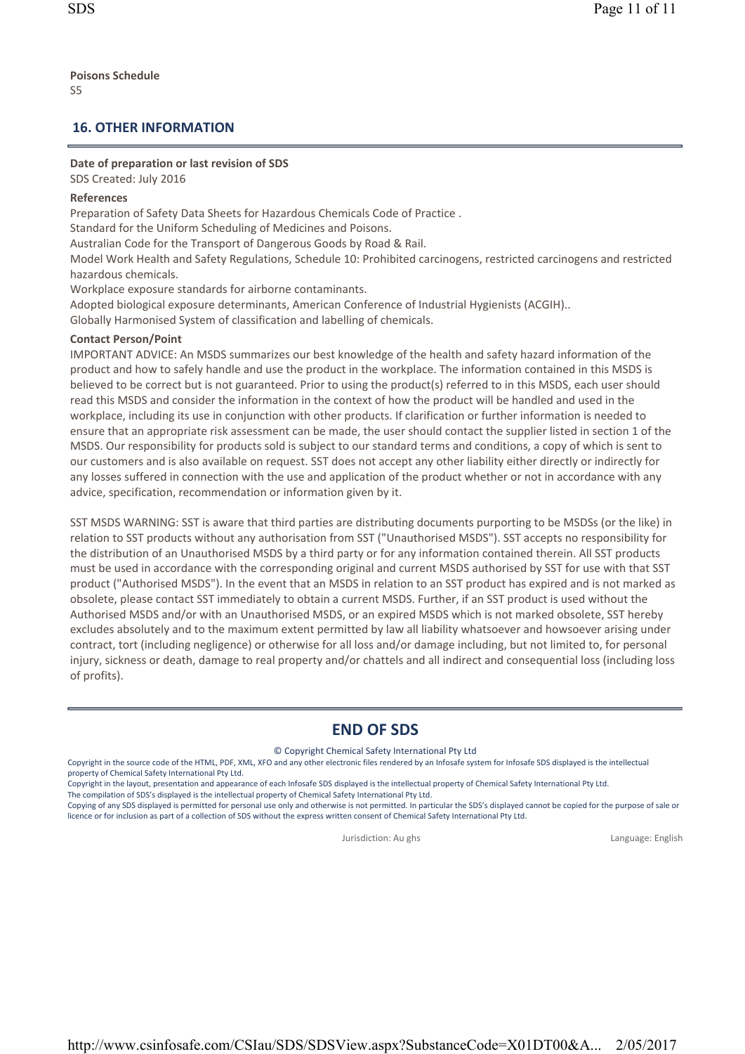**Poisons Schedule**

S5

## 16. OTHER INFORMATION

**Date of preparation or last revision of SDS**

SDS Created: July 2016

**References**

Preparation of Safety Data Sheets for Hazardous Chemicals Code of Practice .
Standard for the Uniform Scheduling of Medicines and Poisons.
Australian Code for the Transport of Dangerous Goods by Road & Rail.
Model Work Health and Safety Regulations, Schedule 10: Prohibited carcinogens, restricted carcinogens and restricted hazardous chemicals.
Workplace exposure standards for airborne contaminants.
Adopted biological exposure determinants, American Conference of Industrial Hygienists (ACGIH)..
Globally Harmonised System of classification and labelling of chemicals.

**Contact Person/Point**

IMPORTANT ADVICE: An MSDS summarizes our best knowledge of the health and safety hazard information of the product and how to safely handle and use the product in the workplace. The information contained in this MSDS is believed to be correct but is not guaranteed. Prior to using the product(s) referred to in this MSDS, each user should read this MSDS and consider the information in the context of how the product will be handled and used in the workplace, including its use in conjunction with other products. If clarification or further information is needed to ensure that an appropriate risk assessment can be made, the user should contact the supplier listed in section 1 of the MSDS. Our responsibility for products sold is subject to our standard terms and conditions, a copy of which is sent to our customers and is also available on request. SST does not accept any other liability either directly or indirectly for any losses suffered in connection with the use and application of the product whether or not in accordance with any advice, specification, recommendation or information given by it.

SST MSDS WARNING: SST is aware that third parties are distributing documents purporting to be MSDSs (or the like) in relation to SST products without any authorisation from SST ("Unauthorised MSDS"). SST accepts no responsibility for the distribution of an Unauthorised MSDS by a third party or for any information contained therein. All SST products must be used in accordance with the corresponding original and current MSDS authorised by SST for use with that SST product ("Authorised MSDS"). In the event that an MSDS in relation to an SST product has expired and is not marked as obsolete, please contact SST immediately to obtain a current MSDS. Further, if an SST product is used without the Authorised MSDS and/or with an Unauthorised MSDS, or an expired MSDS which is not marked obsolete, SST hereby excludes absolutely and to the maximum extent permitted by law all liability whatsoever and howsoever arising under contract, tort (including negligence) or otherwise for all loss and/or damage including, but not limited to, for personal injury, sickness or death, damage to real property and/or chattels and all indirect and consequential loss (including loss of profits).

## END OF SDS

© Copyright Chemical Safety International Pty Ltd

Copyright in the source code of the HTML, PDF, XML, XFO and any other electronic files rendered by an Infosafe system for Infosafe SDS displayed is the intellectual property of Chemical Safety International Pty Ltd.
Copyright in the layout, presentation and appearance of each Infosafe SDS displayed is the intellectual property of Chemical Safety International Pty Ltd.
The compilation of SDS's displayed is the intellectual property of Chemical Safety International Pty Ltd.
Copying of any SDS displayed is permitted for personal use only and otherwise is not permitted. In particular the SDS's displayed cannot be copied for the purpose of sale or licence or for inclusion as part of a collection of SDS without the express written consent of Chemical Safety International Pty Ltd.

Jurisdiction: Au ghs

Language: English